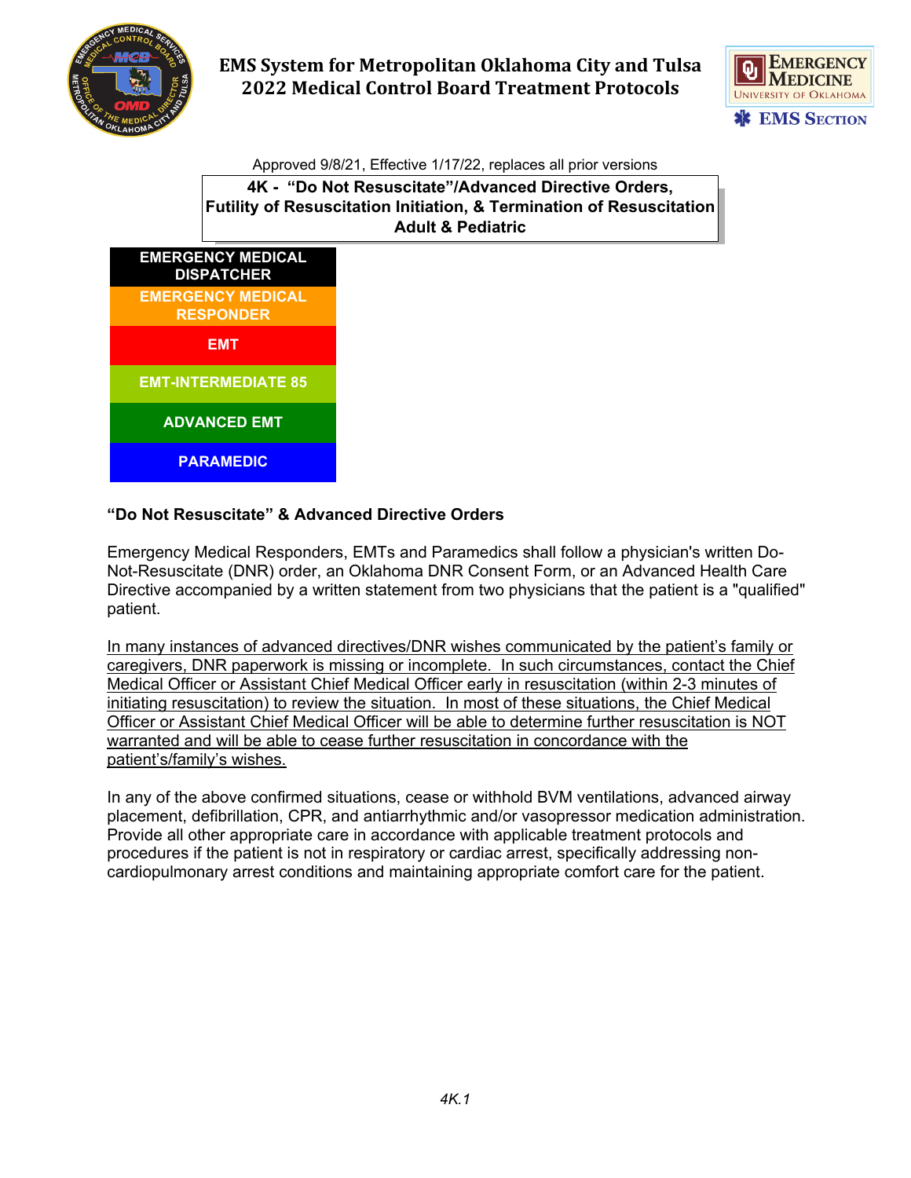# EMS System for Metropolitan Oklahoma City and Tulsa
# 2022 Medical Control Board Treatment Protocols

Approved 9/8/21, Effective 1/17/22, replaces all prior versions

## 4K - "Do Not Resuscitate"/Advanced Directive Orders, Futility of Resuscitation Initiation, & Termination of Resuscitation Adult & Pediatric

| EMERGENCY MEDICAL DISPATCHER |
|---|
| EMERGENCY MEDICAL RESPONDER |
| EMT |
| EMT-INTERMEDIATE 85 |
| ADVANCED EMT |
| PARAMEDIC |

### "Do Not Resuscitate" & Advanced Directive Orders

Emergency Medical Responders, EMTs and Paramedics shall follow a physician's written Do-Not-Resuscitate (DNR) order, an Oklahoma DNR Consent Form, or an Advanced Health Care Directive accompanied by a written statement from two physicians that the patient is a "qualified" patient.

In many instances of advanced directives/DNR wishes communicated by the patient's family or caregivers, DNR paperwork is missing or incomplete. In such circumstances, contact the Chief Medical Officer or Assistant Chief Medical Officer early in resuscitation (within 2-3 minutes of initiating resuscitation) to review the situation. In most of these situations, the Chief Medical Officer or Assistant Chief Medical Officer will be able to determine further resuscitation is NOT warranted and will be able to cease further resuscitation in concordance with the patient's/family's wishes.

In any of the above confirmed situations, cease or withhold BVM ventilations, advanced airway placement, defibrillation, CPR, and antiarrhythmic and/or vasopressor medication administration. Provide all other appropriate care in accordance with applicable treatment protocols and procedures if the patient is not in respiratory or cardiac arrest, specifically addressing non-cardiopulmonary arrest conditions and maintaining appropriate comfort care for the patient.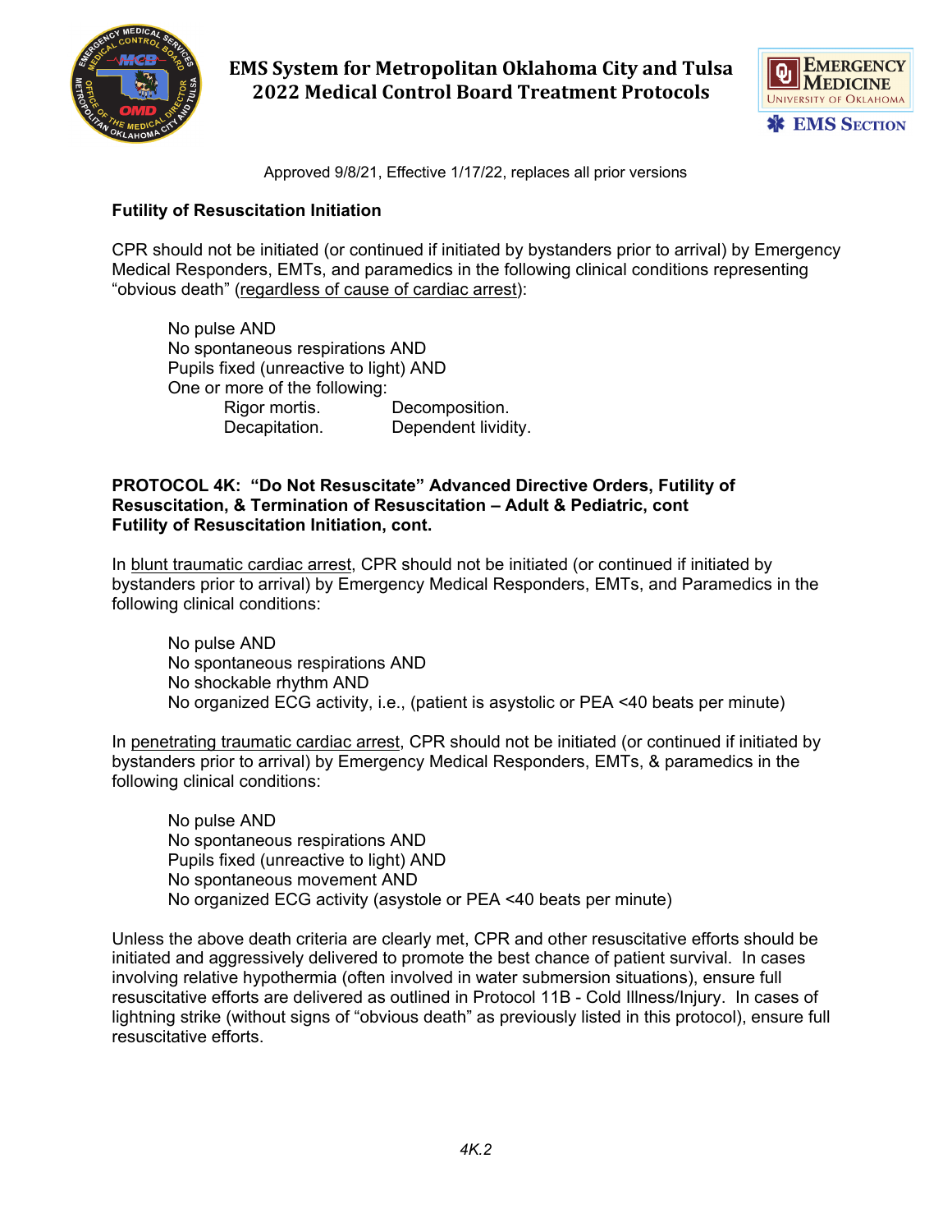Approved 9/8/21, Effective 1/17/22, replaces all prior versions

**Futility of Resuscitation Initiation**

CPR should not be initiated (or continued if initiated by bystanders prior to arrival) by Emergency Medical Responders, EMTs, and paramedics in the following clinical conditions representing "obvious death" (regardless of cause of cardiac arrest):

No pulse AND
No spontaneous respirations AND
Pupils fixed (unreactive to light) AND
One or more of the following:

- Rigor mortis.
- Decomposition.
- Decapitation.
- Dependent lividity.

**PROTOCOL 4K: "Do Not Resuscitate" Advanced Directive Orders, Futility of Resuscitation, & Termination of Resuscitation – Adult & Pediatric, cont**
**Futility of Resuscitation Initiation, cont.**

In blunt traumatic cardiac arrest, CPR should not be initiated (or continued if initiated by bystanders prior to arrival) by Emergency Medical Responders, EMTs, and Paramedics in the following clinical conditions:

No pulse AND
No spontaneous respirations AND
No shockable rhythm AND
No organized ECG activity, i.e., (patient is asystolic or PEA <40 beats per minute)

In penetrating traumatic cardiac arrest, CPR should not be initiated (or continued if initiated by bystanders prior to arrival) by Emergency Medical Responders, EMTs, & paramedics in the following clinical conditions:

No pulse AND
No spontaneous respirations AND
Pupils fixed (unreactive to light) AND
No spontaneous movement AND
No organized ECG activity (asystole or PEA <40 beats per minute)

Unless the above death criteria are clearly met, CPR and other resuscitative efforts should be initiated and aggressively delivered to promote the best chance of patient survival. In cases involving relative hypothermia (often involved in water submersion situations), ensure full resuscitative efforts are delivered as outlined in Protocol 11B - Cold Illness/Injury. In cases of lightning strike (without signs of "obvious death" as previously listed in this protocol), ensure full resuscitative efforts.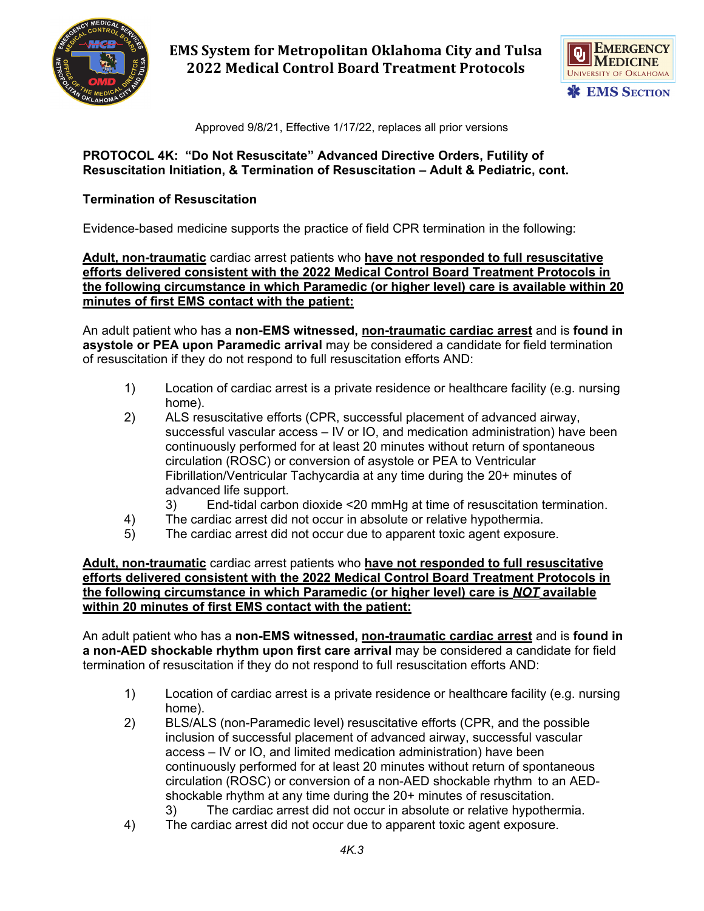Approved 9/8/21, Effective 1/17/22, replaces all prior versions

**PROTOCOL 4K: "Do Not Resuscitate" Advanced Directive Orders, Futility of Resuscitation Initiation, & Termination of Resuscitation – Adult & Pediatric, cont.**

**Termination of Resuscitation**

Evidence-based medicine supports the practice of field CPR termination in the following:

**<u>Adult, non-traumatic</u>** cardiac arrest patients who **<u>have not responded to full resuscitative efforts delivered consistent with the 2022 Medical Control Board Treatment Protocols in the following circumstance in which Paramedic (or higher level) care is available within 20 minutes of first EMS contact with the patient:</u>**

An adult patient who has a **non-EMS witnessed, <u>non-traumatic cardiac arrest</u>** and is **found in asystole or PEA upon Paramedic arrival** may be considered a candidate for field termination of resuscitation if they do not respond to full resuscitation efforts AND:

1) Location of cardiac arrest is a private residence or healthcare facility (e.g. nursing home).
2) ALS resuscitative efforts (CPR, successful placement of advanced airway, successful vascular access – IV or IO, and medication administration) have been continuously performed for at least 20 minutes without return of spontaneous circulation (ROSC) or conversion of asystole or PEA to Ventricular Fibrillation/Ventricular Tachycardia at any time during the 20+ minutes of advanced life support.
3) End-tidal carbon dioxide <20 mmHg at time of resuscitation termination.
4) The cardiac arrest did not occur in absolute or relative hypothermia.
5) The cardiac arrest did not occur due to apparent toxic agent exposure.

**<u>Adult, non-traumatic</u>** cardiac arrest patients who **<u>have not responded to full resuscitative efforts delivered consistent with the 2022 Medical Control Board Treatment Protocols in the following circumstance in which Paramedic (or higher level) care is *NOT* available within 20 minutes of first EMS contact with the patient:</u>**

An adult patient who has a **non-EMS witnessed, <u>non-traumatic cardiac arrest</u>** and is **found in a non-AED shockable rhythm upon first care arrival** may be considered a candidate for field termination of resuscitation if they do not respond to full resuscitation efforts AND:

1) Location of cardiac arrest is a private residence or healthcare facility (e.g. nursing home).
2) BLS/ALS (non-Paramedic level) resuscitative efforts (CPR, and the possible inclusion of successful placement of advanced airway, successful vascular access – IV or IO, and limited medication administration) have been continuously performed for at least 20 minutes without return of spontaneous circulation (ROSC) or conversion of a non-AED shockable rhythm to an AED-shockable rhythm at any time during the 20+ minutes of resuscitation.
3) The cardiac arrest did not occur in absolute or relative hypothermia.
4) The cardiac arrest did not occur due to apparent toxic agent exposure.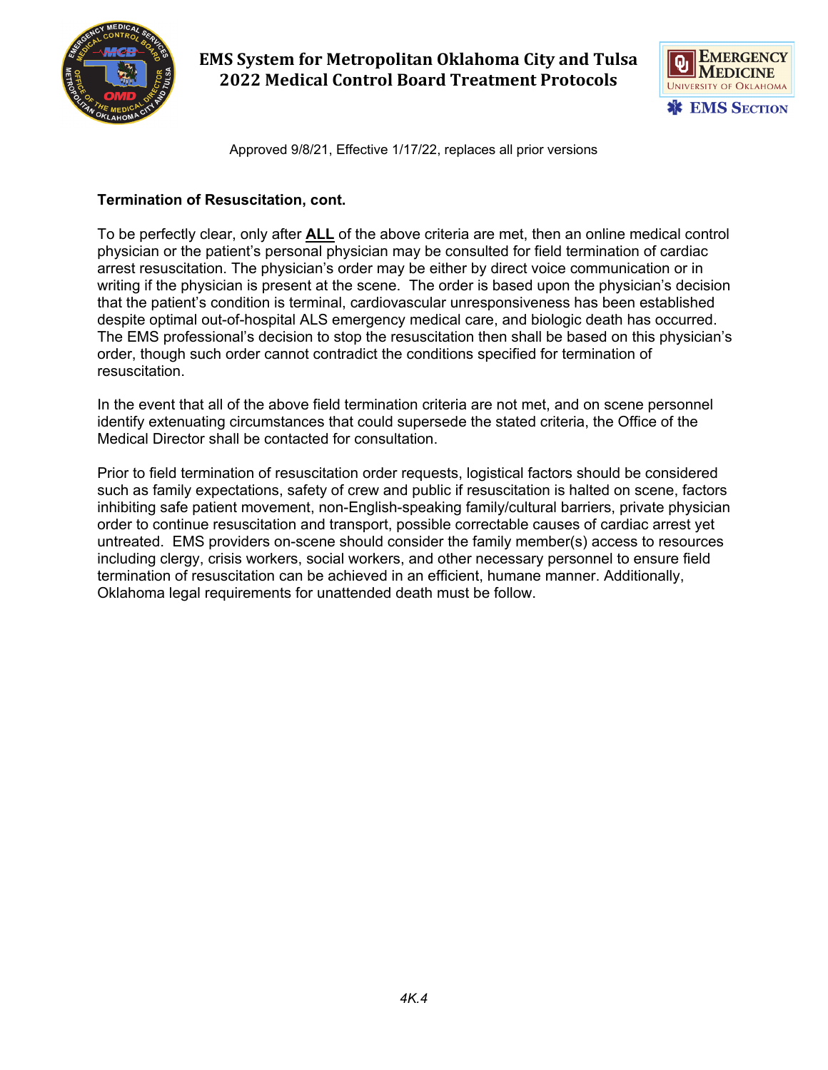**Termination of Resuscitation, cont.**

To be perfectly clear, only after **ALL** of the above criteria are met, then an online medical control physician or the patient's personal physician may be consulted for field termination of cardiac arrest resuscitation. The physician's order may be either by direct voice communication or in writing if the physician is present at the scene. The order is based upon the physician's decision that the patient's condition is terminal, cardiovascular unresponsiveness has been established despite optimal out-of-hospital ALS emergency medical care, and biologic death has occurred. The EMS professional's decision to stop the resuscitation then shall be based on this physician's order, though such order cannot contradict the conditions specified for termination of resuscitation.

In the event that all of the above field termination criteria are not met, and on scene personnel identify extenuating circumstances that could supersede the stated criteria, the Office of the Medical Director shall be contacted for consultation.

Prior to field termination of resuscitation order requests, logistical factors should be considered such as family expectations, safety of crew and public if resuscitation is halted on scene, factors inhibiting safe patient movement, non-English-speaking family/cultural barriers, private physician order to continue resuscitation and transport, possible correctable causes of cardiac arrest yet untreated. EMS providers on-scene should consider the family member(s) access to resources including clergy, crisis workers, social workers, and other necessary personnel to ensure field termination of resuscitation can be achieved in an efficient, humane manner. Additionally, Oklahoma legal requirements for unattended death must be follow.